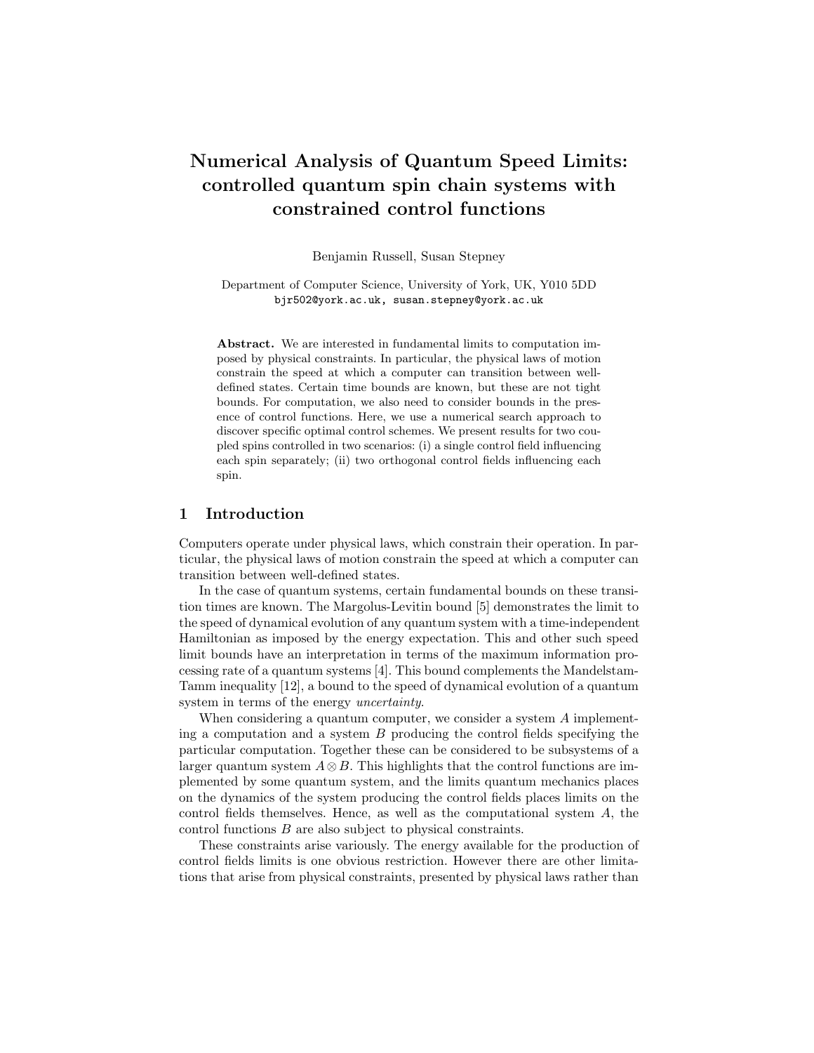# Numerical Analysis of Quantum Speed Limits: controlled quantum spin chain systems with constrained control functions

Benjamin Russell, Susan Stepney

Department of Computer Science, University of York, UK, Y010 5DD
bjr502@york.ac.uk, susan.stepney@york.ac.uk

**Abstract.** We are interested in fundamental limits to computation imposed by physical constraints. In particular, the physical laws of motion constrain the speed at which a computer can transition between well-defined states. Certain time bounds are known, but these are not tight bounds. For computation, we also need to consider bounds in the presence of control functions. Here, we use a numerical search approach to discover specific optimal control schemes. We present results for two coupled spins controlled in two scenarios: (i) a single control field influencing each spin separately; (ii) two orthogonal control fields influencing each spin.

## 1 Introduction

Computers operate under physical laws, which constrain their operation. In particular, the physical laws of motion constrain the speed at which a computer can transition between well-defined states.

In the case of quantum systems, certain fundamental bounds on these transition times are known. The Margolus-Levitin bound [5] demonstrates the limit to the speed of dynamical evolution of any quantum system with a time-independent Hamiltonian as imposed by the energy expectation. This and other such speed limit bounds have an interpretation in terms of the maximum information processing rate of a quantum systems [4]. This bound complements the Mandelstam-Tamm inequality [12], a bound to the speed of dynamical evolution of a quantum system in terms of the energy *uncertainty*.

When considering a quantum computer, we consider a system $A$ implementing a computation and a system $B$ producing the control fields specifying the particular computation. Together these can be considered to be subsystems of a larger quantum system $A \otimes B$. This highlights that the control functions are implemented by some quantum system, and the limits quantum mechanics places on the dynamics of the system producing the control fields places limits on the control fields themselves. Hence, as well as the computational system $A$, the control functions $B$ are also subject to physical constraints.

These constraints arise variously. The energy available for the production of control fields limits is one obvious restriction. However there are other limitations that arise from physical constraints, presented by physical laws rather than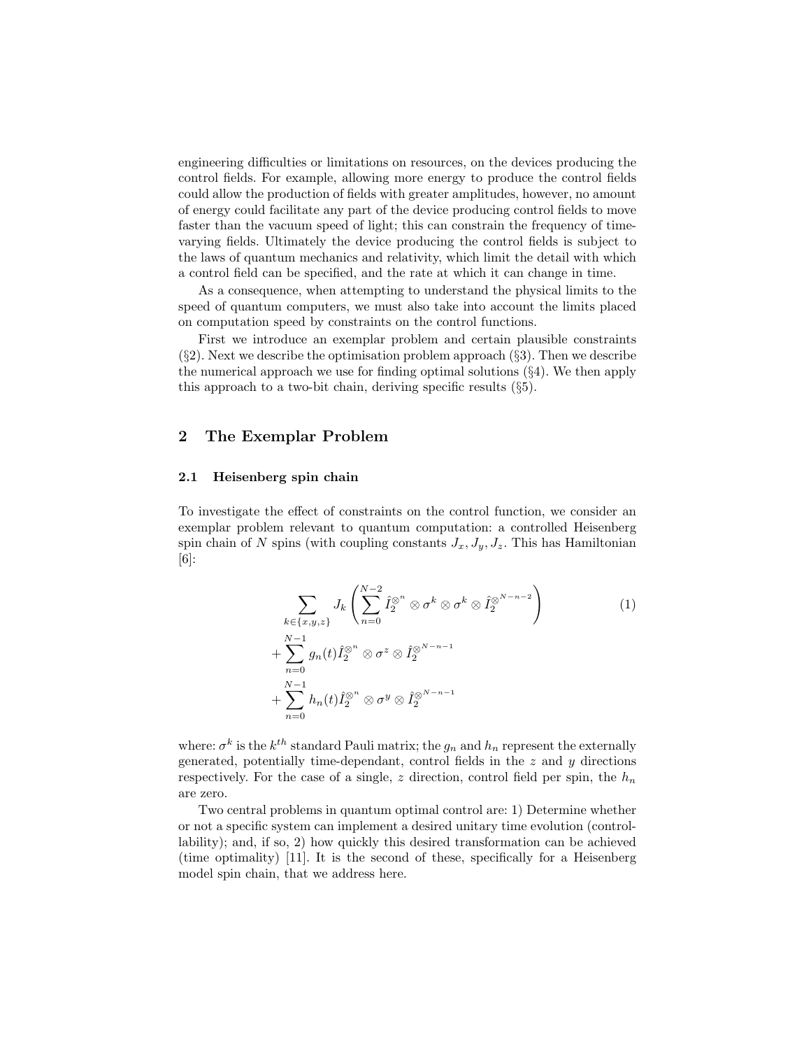engineering difficulties or limitations on resources, on the devices producing the control fields. For example, allowing more energy to produce the control fields could allow the production of fields with greater amplitudes, however, no amount of energy could facilitate any part of the device producing control fields to move faster than the vacuum speed of light; this can constrain the frequency of time-varying fields. Ultimately the device producing the control fields is subject to the laws of quantum mechanics and relativity, which limit the detail with which a control field can be specified, and the rate at which it can change in time.

As a consequence, when attempting to understand the physical limits to the speed of quantum computers, we must also take into account the limits placed on computation speed by constraints on the control functions.

First we introduce an exemplar problem and certain plausible constraints (§2). Next we describe the optimisation problem approach (§3). Then we describe the numerical approach we use for finding optimal solutions (§4). We then apply this approach to a two-bit chain, deriving specific results (§5).

## 2 The Exemplar Problem

### 2.1 Heisenberg spin chain

To investigate the effect of constraints on the control function, we consider an exemplar problem relevant to quantum computation: a controlled Heisenberg spin chain of $N$ spins (with coupling constants $J_x, J_y, J_z$. This has Hamiltonian [6]:

$$
\begin{aligned}
&\sum_{k\in\{x,y,z\}} J_k \left( \sum_{n=0}^{N-2} \hat{I}_2^{\otimes^n} \otimes \sigma^k \otimes \sigma^k \otimes \hat{I}_2^{\otimes^{N-n-2}} \right) \\
&+ \sum_{n=0}^{N-1} g_n(t) \hat{I}_2^{\otimes^n} \otimes \sigma^z \otimes \hat{I}_2^{\otimes^{N-n-1}} \\
&+ \sum_{n=0}^{N-1} h_n(t) \hat{I}_2^{\otimes^n} \otimes \sigma^y \otimes \hat{I}_2^{\otimes^{N-n-1}}
\end{aligned}
\tag{1}
$$

where: $\sigma^k$ is the $k^{th}$ standard Pauli matrix; the $g_n$ and $h_n$ represent the externally generated, potentially time-dependant, control fields in the $z$ and $y$ directions respectively. For the case of a single, $z$ direction, control field per spin, the $h_n$ are zero.

Two central problems in quantum optimal control are: 1) Determine whether or not a specific system can implement a desired unitary time evolution (controllability); and, if so, 2) how quickly this desired transformation can be achieved (time optimality) [11]. It is the second of these, specifically for a Heisenberg model spin chain, that we address here.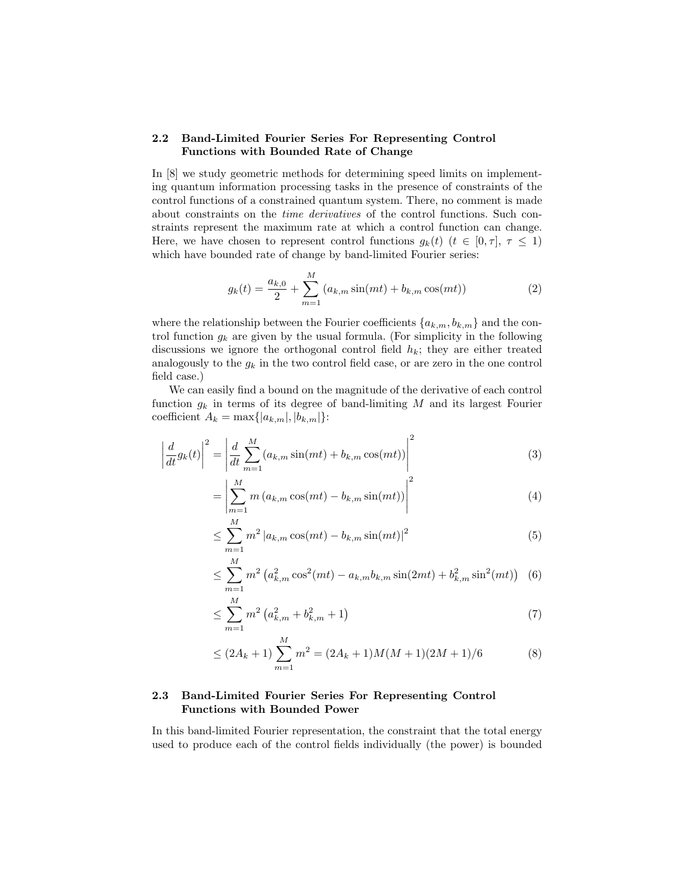### 2.2 Band-Limited Fourier Series For Representing Control Functions with Bounded Rate of Change

In [8] we study geometric methods for determining speed limits on implementing quantum information processing tasks in the presence of constraints of the control functions of a constrained quantum system. There, no comment is made about constraints on the *time derivatives* of the control functions. Such constraints represent the maximum rate at which a control function can change. Here, we have chosen to represent control functions $g_k(t)$ ($t \in [0, \tau]$, $\tau \leq 1$) which have bounded rate of change by band-limited Fourier series:

$$g_k(t) = \frac{a_{k,0}}{2} + \sum_{m=1}^{M} \left(a_{k,m} \sin(mt) + b_{k,m} \cos(mt)\right) \tag{2}$$

where the relationship between the Fourier coefficients $\{a_{k,m}, b_{k,m}\}$ and the control function $g_k$ are given by the usual formula. (For simplicity in the following discussions we ignore the orthogonal control field $h_k$; they are either treated analogously to the $g_k$ in the two control field case, or are zero in the one control field case.)

We can easily find a bound on the magnitude of the derivative of each control function $g_k$ in terms of its degree of band-limiting $M$ and its largest Fourier coefficient $A_k = \max\{|a_{k,m}|, |b_{k,m}|\}$:

$$\left|\frac{d}{dt}g_k(t)\right|^2 = \left|\frac{d}{dt}\sum_{m=1}^{M}\left(a_{k,m}\sin(mt) + b_{k,m}\cos(mt)\right)\right|^2 \tag{3}$$

$$= \left|\sum_{m=1}^{M} m\left(a_{k,m}\cos(mt) - b_{k,m}\sin(mt)\right)\right|^2 \tag{4}$$

$$\leq \sum_{m=1}^{M} m^2 \left|a_{k,m}\cos(mt) - b_{k,m}\sin(mt)\right|^2 \tag{5}$$

$$\leq \sum_{m=1}^{M} m^2 \left(a_{k,m}^2\cos^2(mt) - a_{k,m}b_{k,m}\sin(2mt) + b_{k,m}^2\sin^2(mt)\right) \tag{6}$$

$$\leq \sum_{m=1}^{M} m^2 \left(a_{k,m}^2 + b_{k,m}^2 + 1\right) \tag{7}$$

$$\leq (2A_k + 1)\sum_{m=1}^{M} m^2 = (2A_k + 1)M(M+1)(2M+1)/6 \tag{8}$$

### 2.3 Band-Limited Fourier Series For Representing Control Functions with Bounded Power

In this band-limited Fourier representation, the constraint that the total energy used to produce each of the control fields individually (the power) is bounded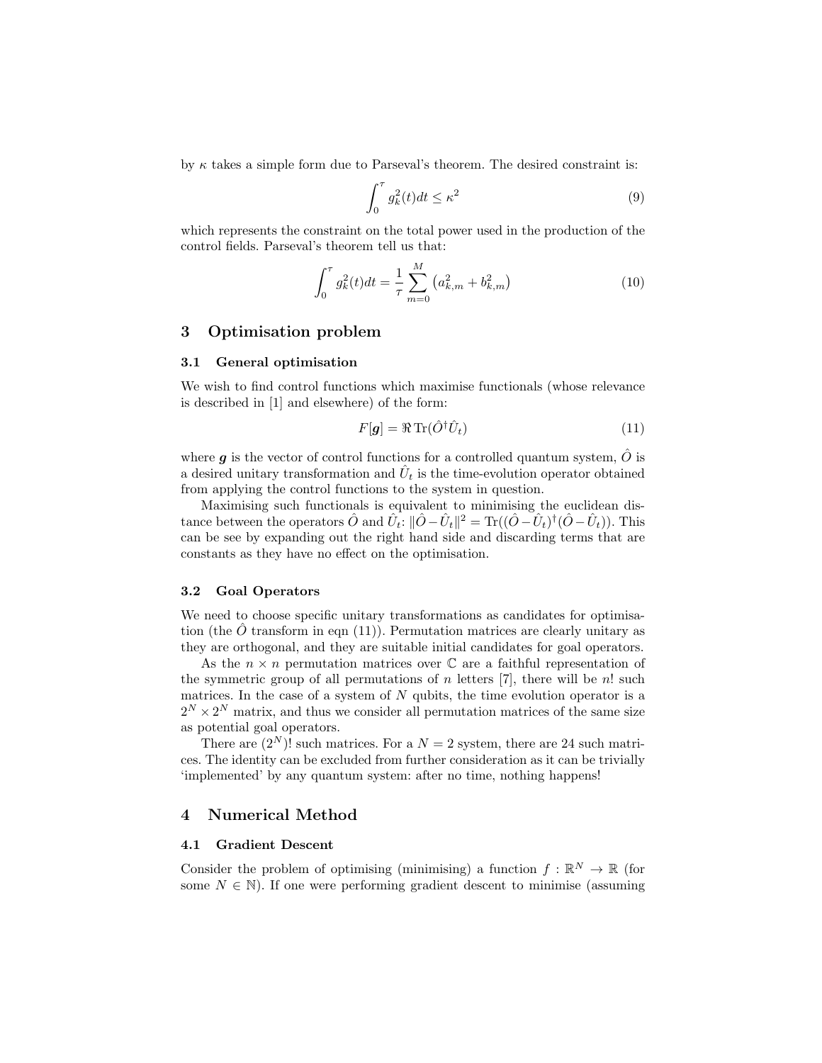by $\kappa$ takes a simple form due to Parseval's theorem. The desired constraint is:

$$\int_0^\tau g_k^2(t)dt \leq \kappa^2 \tag{9}$$

which represents the constraint on the total power used in the production of the control fields. Parseval's theorem tell us that:

$$\int_0^\tau g_k^2(t)dt = \frac{1}{\tau}\sum_{m=0}^{M}\left(a_{k,m}^2 + b_{k,m}^2\right) \tag{10}$$

## 3 Optimisation problem

### 3.1 General optimisation

We wish to find control functions which maximise functionals (whose relevance is described in [1] and elsewhere) of the form:

$$F[\boldsymbol{g}] = \Re\,\mathrm{Tr}(\hat{O}^\dagger \hat{U}_t) \tag{11}$$

where $\boldsymbol{g}$ is the vector of control functions for a controlled quantum system, $\hat{O}$ is a desired unitary transformation and $\hat{U}_t$ is the time-evolution operator obtained from applying the control functions to the system in question.

Maximising such functionals is equivalent to minimising the euclidean distance between the operators $\hat{O}$ and $\hat{U}_t$: $\|\hat{O} - \hat{U}_t\|^2 = \mathrm{Tr}((\hat{O} - \hat{U}_t)^\dagger(\hat{O} - \hat{U}_t))$. This can be see by expanding out the right hand side and discarding terms that are constants as they have no effect on the optimisation.

### 3.2 Goal Operators

We need to choose specific unitary transformations as candidates for optimisation (the $\hat{O}$ transform in eqn (11)). Permutation matrices are clearly unitary as they are orthogonal, and they are suitable initial candidates for goal operators.

As the $n \times n$ permutation matrices over $\mathbb{C}$ are a faithful representation of the symmetric group of all permutations of $n$ letters [7], there will be $n!$ such matrices. In the case of a system of $N$ qubits, the time evolution operator is a $2^N \times 2^N$ matrix, and thus we consider all permutation matrices of the same size as potential goal operators.

There are $(2^N)!$ such matrices. For a $N = 2$ system, there are 24 such matrices. The identity can be excluded from further consideration as it can be trivially 'implemented' by any quantum system: after no time, nothing happens!

## 4 Numerical Method

### 4.1 Gradient Descent

Consider the problem of optimising (minimising) a function $f : \mathbb{R}^N \to \mathbb{R}$ (for some $N \in \mathbb{N}$). If one were performing gradient descent to minimise (assuming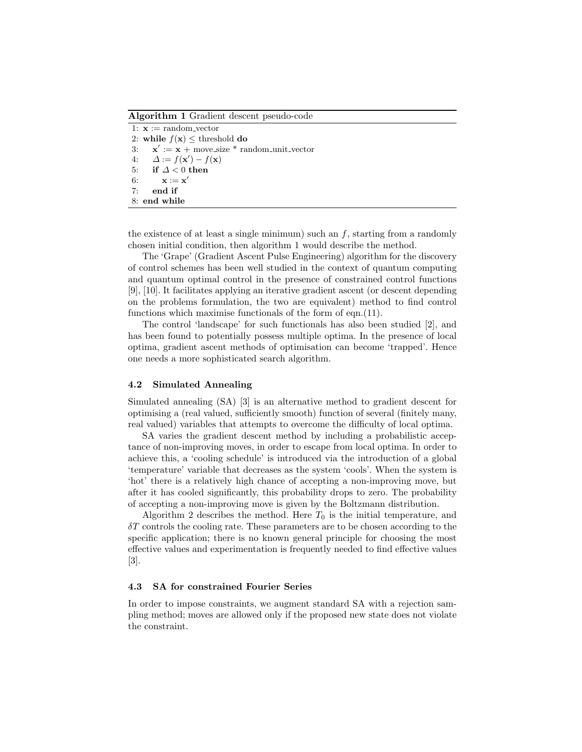**Algorithm 1** Gradient descent pseudo-code

```
1: x := random_vector
2: while f(x) ≤ threshold do
3:     x' := x + move_size * random_unit_vector
4:     Δ := f(x') − f(x)
5:     if Δ < 0 then
6:         x := x'
7:     end if
8: end while
```

the existence of at least a single minimum) such an $f$, starting from a randomly chosen initial condition, then algorithm 1 would describe the method.

The 'Grape' (Gradient Ascent Pulse Engineering) algorithm for the discovery of control schemes has been well studied in the context of quantum computing and quantum optimal control in the presence of constrained control functions [9], [10]. It facilitates applying an iterative gradient ascent (or descent depending on the problems formulation, the two are equivalent) method to find control functions which maximise functionals of the form of eqn.(11).

The control 'landscape' for such functionals has also been studied [2], and has been found to potentially possess multiple optima. In the presence of local optima, gradient ascent methods of optimisation can become 'trapped'. Hence one needs a more sophisticated search algorithm.

### 4.2 Simulated Annealing

Simulated annealing (SA) [3] is an alternative method to gradient descent for optimising a (real valued, sufficiently smooth) function of several (finitely many, real valued) variables that attempts to overcome the difficulty of local optima.

SA varies the gradient descent method by including a probabilistic acceptance of non-improving moves, in order to escape from local optima. In order to achieve this, a 'cooling schedule' is introduced via the introduction of a global 'temperature' variable that decreases as the system 'cools'. When the system is 'hot' there is a relatively high chance of accepting a non-improving move, but after it has cooled significantly, this probability drops to zero. The probability of accepting a non-improving move is given by the Boltzmann distribution.

Algorithm 2 describes the method. Here $T_0$ is the initial temperature, and $\delta T$ controls the cooling rate. These parameters are to be chosen according to the specific application; there is no known general principle for choosing the most effective values and experimentation is frequently needed to find effective values [3].

### 4.3 SA for constrained Fourier Series

In order to impose constraints, we augment standard SA with a rejection sampling method; moves are allowed only if the proposed new state does not violate the constraint.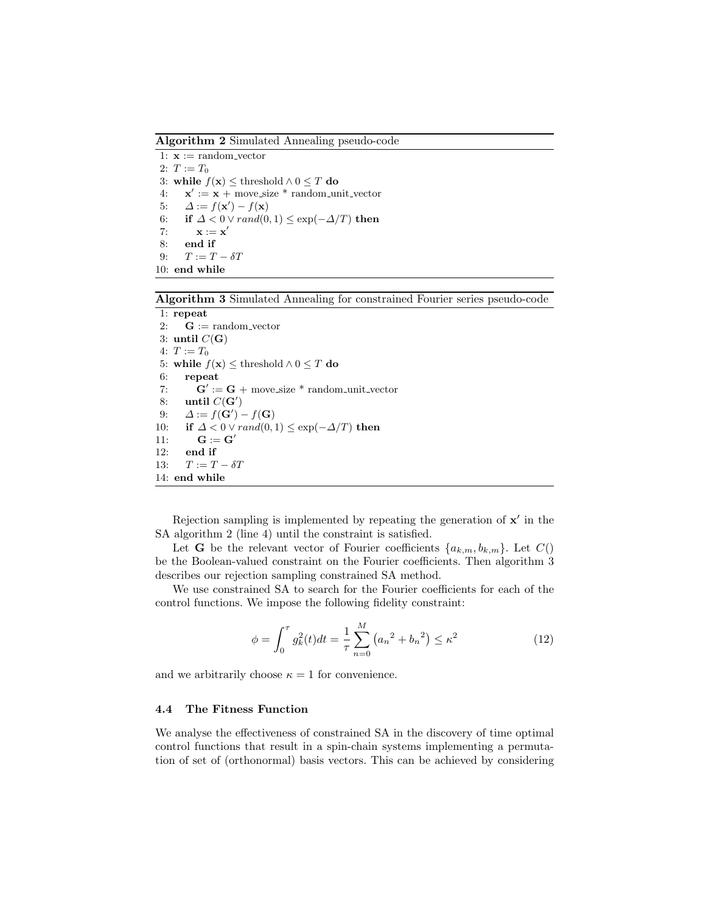**Algorithm 2** Simulated Annealing pseudo-code

```
1: x := random_vector
2: T := T_0
3: while f(x) ≤ threshold ∧ 0 ≤ T do
4:    x' := x + move_size * random_unit_vector
5:    Δ := f(x') − f(x)
6:    if Δ < 0 ∨ rand(0,1) ≤ exp(−Δ/T) then
7:       x := x'
8:    end if
9:    T := T − δT
10: end while
```

**Algorithm 3** Simulated Annealing for constrained Fourier series pseudo-code

```
1: repeat
2:    G := random_vector
3: until C(G)
4: T := T_0
5: while f(x) ≤ threshold ∧ 0 ≤ T do
6:    repeat
7:       G' := G + move_size * random_unit_vector
8:    until C(G')
9:    Δ := f(G') − f(G)
10:   if Δ < 0 ∨ rand(0,1) ≤ exp(−Δ/T) then
11:      G := G'
12:   end if
13:   T := T − δT
14: end while
```

Rejection sampling is implemented by repeating the generation of $\mathbf{x}'$ in the SA algorithm 2 (line 4) until the constraint is satisfied.

Let $\mathbf{G}$ be the relevant vector of Fourier coefficients $\{a_{k,m}, b_{k,m}\}$. Let $C()$ be the Boolean-valued constraint on the Fourier coefficients. Then algorithm 3 describes our rejection sampling constrained SA method.

We use constrained SA to search for the Fourier coefficients for each of the control functions. We impose the following fidelity constraint:

$$\phi = \int_0^\tau g_k^2(t)dt = \frac{1}{\tau}\sum_{n=0}^{M}\left({a_n}^2 + {b_n}^2\right) \leq \kappa^2 \tag{12}$$

and we arbitrarily choose $\kappa = 1$ for convenience.

### 4.4 The Fitness Function

We analyse the effectiveness of constrained SA in the discovery of time optimal control functions that result in a spin-chain systems implementing a permutation of set of (orthonormal) basis vectors. This can be achieved by considering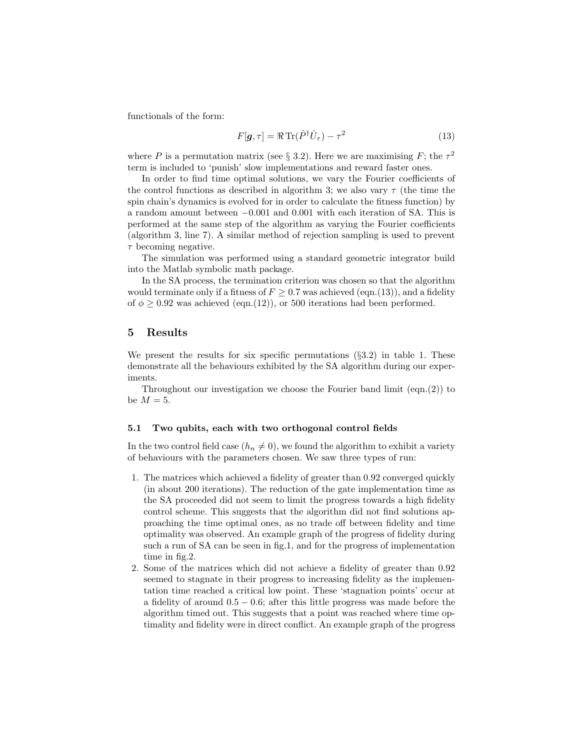functionals of the form:

$$F[\boldsymbol{g}, \tau] = \Re \operatorname{Tr}(\hat{P}^{\dagger}\hat{U}_{\tau}) - \tau^2 \tag{13}$$

where $P$ is a permutation matrix (see § 3.2). Here we are maximising $F$; the $\tau^2$ term is included to 'punish' slow implementations and reward faster ones.

In order to find time optimal solutions, we vary the Fourier coefficients of the control functions as described in algorithm 3; we also vary $\tau$ (the time the spin chain's dynamics is evolved for in order to calculate the fitness function) by a random amount between $-0.001$ and $0.001$ with each iteration of SA. This is performed at the same step of the algorithm as varying the Fourier coefficients (algorithm 3, line 7). A similar method of rejection sampling is used to prevent $\tau$ becoming negative.

The simulation was performed using a standard geometric integrator build into the Matlab symbolic math package.

In the SA process, the termination criterion was chosen so that the algorithm would terminate only if a fitness of $F \geq 0.7$ was achieved (eqn.(13)), and a fidelity of $\phi \geq 0.92$ was achieved (eqn.(12)), or 500 iterations had been performed.

## 5 Results

We present the results for six specific permutations (§3.2) in table 1. These demonstrate all the behaviours exhibited by the SA algorithm during our experiments.

Throughout our investigation we choose the Fourier band limit (eqn.(2)) to be $M = 5$.

### 5.1 Two qubits, each with two orthogonal control fields

In the two control field case ($h_n \neq 0$), we found the algorithm to exhibit a variety of behaviours with the parameters chosen. We saw three types of run:

1. The matrices which achieved a fidelity of greater than 0.92 converged quickly (in about 200 iterations). The reduction of the gate implementation time as the SA proceeded did not seem to limit the progress towards a high fidelity control scheme. This suggests that the algorithm did not find solutions approaching the time optimal ones, as no trade off between fidelity and time optimality was observed. An example graph of the progress of fidelity during such a run of SA can be seen in fig.1, and for the progress of implementation time in fig.2.
2. Some of the matrices which did not achieve a fidelity of greater than 0.92 seemed to stagnate in their progress to increasing fidelity as the implementation time reached a critical low point. These 'stagnation points' occur at a fidelity of around $0.5 - 0.6$; after this little progress was made before the algorithm timed out. This suggests that a point was reached where time optimality and fidelity were in direct conflict. An example graph of the progress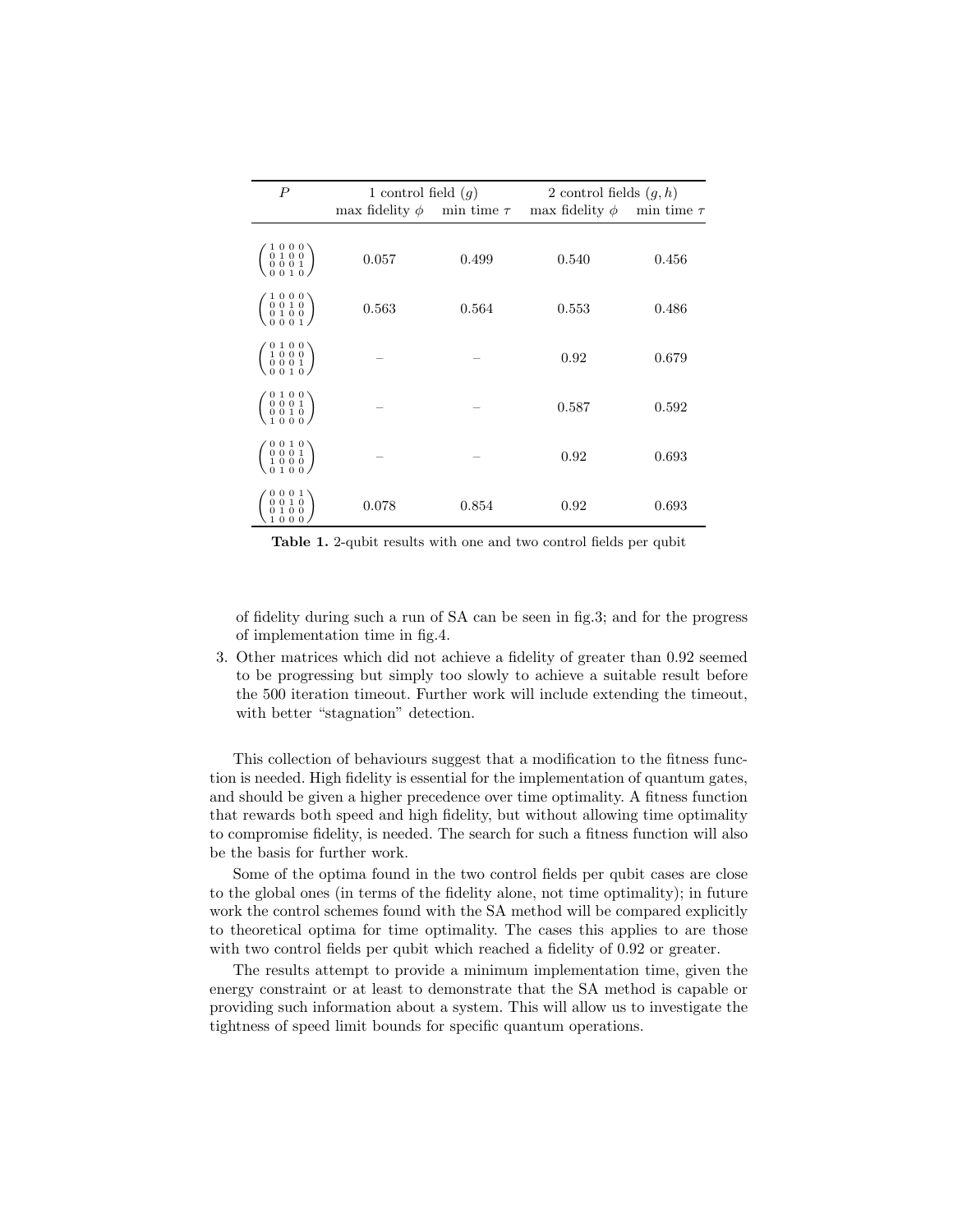| $P$ | 1 control field ($g$) | | 2 control fields ($g, h$) | |
|---|---|---|---|---|
| | max fidelity $\phi$ | min time $\tau$ | max fidelity $\phi$ | min time $\tau$ |
| $\begin{pmatrix} 1&0&0&0 \\ 0&1&0&0 \\ 0&0&0&1 \\ 0&0&1&0 \end{pmatrix}$ | 0.057 | 0.499 | 0.540 | 0.456 |
| $\begin{pmatrix} 1&0&0&0 \\ 0&0&1&0 \\ 0&1&0&0 \\ 0&0&0&1 \end{pmatrix}$ | 0.563 | 0.564 | 0.553 | 0.486 |
| $\begin{pmatrix} 0&1&0&0 \\ 1&0&0&0 \\ 0&0&0&1 \\ 0&0&1&0 \end{pmatrix}$ | – | – | 0.92 | 0.679 |
| $\begin{pmatrix} 0&1&0&0 \\ 0&0&0&1 \\ 0&0&1&0 \\ 1&0&0&0 \end{pmatrix}$ | – | – | 0.587 | 0.592 |
| $\begin{pmatrix} 0&0&1&0 \\ 0&0&0&1 \\ 1&0&0&0 \\ 0&1&0&0 \end{pmatrix}$ | – | – | 0.92 | 0.693 |
| $\begin{pmatrix} 0&0&0&1 \\ 0&0&1&0 \\ 0&1&0&0 \\ 1&0&0&0 \end{pmatrix}$ | 0.078 | 0.854 | 0.92 | 0.693 |

**Table 1.** 2-qubit results with one and two control fields per qubit

of fidelity during such a run of SA can be seen in fig.3; and for the progress of implementation time in fig.4.

3. Other matrices which did not achieve a fidelity of greater than 0.92 seemed to be progressing but simply too slowly to achieve a suitable result before the 500 iteration timeout. Further work will include extending the timeout, with better "stagnation" detection.

This collection of behaviours suggest that a modification to the fitness function is needed. High fidelity is essential for the implementation of quantum gates, and should be given a higher precedence over time optimality. A fitness function that rewards both speed and high fidelity, but without allowing time optimality to compromise fidelity, is needed. The search for such a fitness function will also be the basis for further work.

Some of the optima found in the two control fields per qubit cases are close to the global ones (in terms of the fidelity alone, not time optimality); in future work the control schemes found with the SA method will be compared explicitly to theoretical optima for time optimality. The cases this applies to are those with two control fields per qubit which reached a fidelity of 0.92 or greater.

The results attempt to provide a minimum implementation time, given the energy constraint or at least to demonstrate that the SA method is capable or providing such information about a system. This will allow us to investigate the tightness of speed limit bounds for specific quantum operations.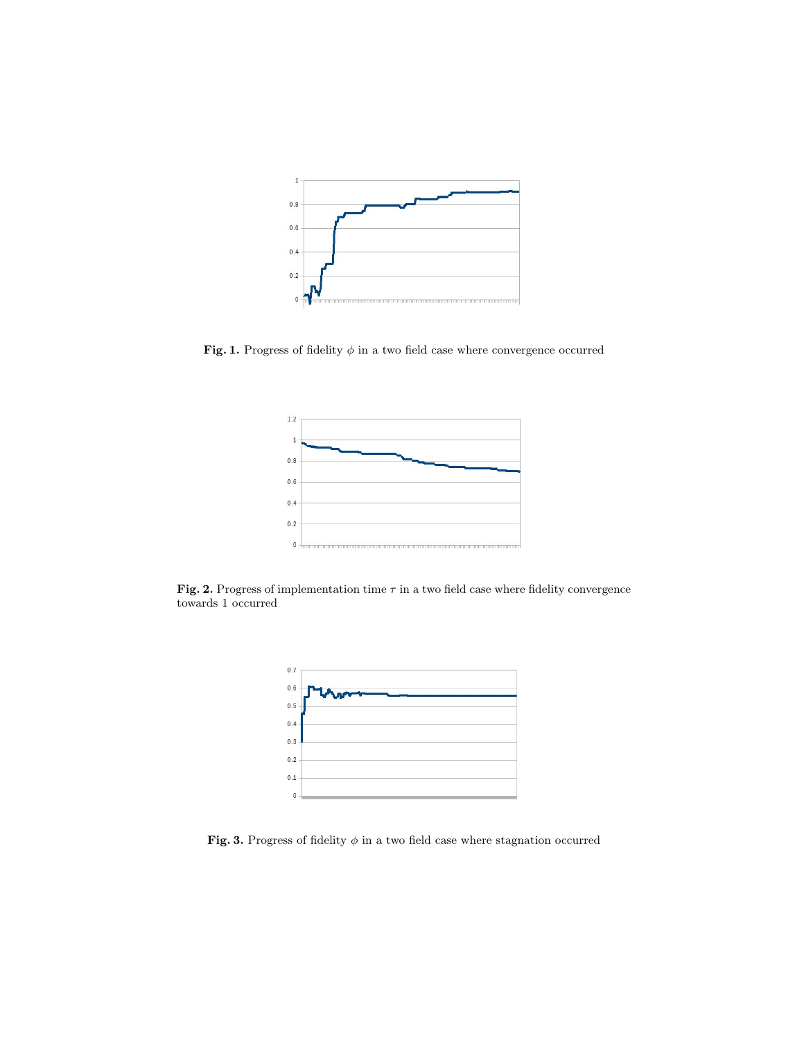**Fig. 1.** Progress of fidelity $\phi$ in a two field case where convergence occurred

**Fig. 2.** Progress of implementation time $\tau$ in a two field case where fidelity convergence towards 1 occurred

**Fig. 3.** Progress of fidelity $\phi$ in a two field case where stagnation occurred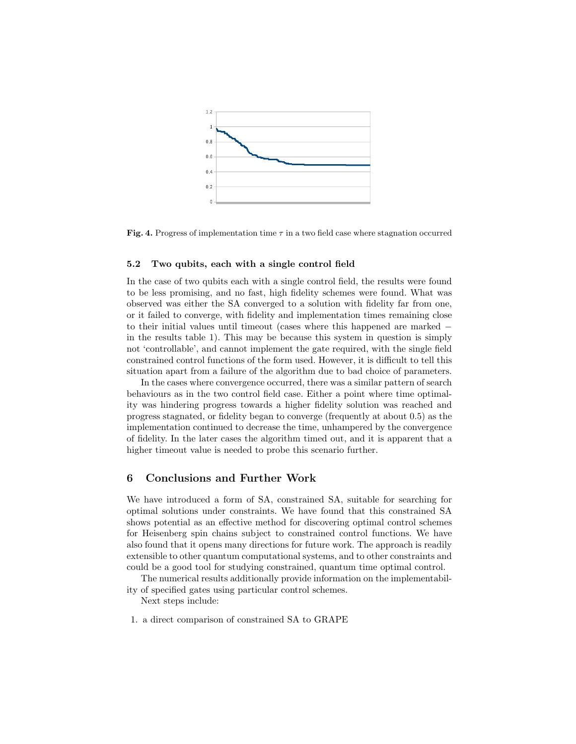1.2
1
0.8
0.6
0.4
0.2
0

**Fig. 4.** Progress of implementation time $\tau$ in a two field case where stagnation occurred

### 5.2 Two qubits, each with a single control field

In the case of two qubits each with a single control field, the results were found to be less promising, and no fast, high fidelity schemes were found. What was observed was either the SA converged to a solution with fidelity far from one, or it failed to converge, with fidelity and implementation times remaining close to their initial values until timeout (cases where this happened are marked $-$ in the results table 1). This may be because this system in question is simply not 'controllable', and cannot implement the gate required, with the single field constrained control functions of the form used. However, it is difficult to tell this situation apart from a failure of the algorithm due to bad choice of parameters.

In the cases where convergence occurred, there was a similar pattern of search behaviours as in the two control field case. Either a point where time optimality was hindering progress towards a higher fidelity solution was reached and progress stagnated, or fidelity began to converge (frequently at about 0.5) as the implementation continued to decrease the time, unhampered by the convergence of fidelity. In the later cases the algorithm timed out, and it is apparent that a higher timeout value is needed to probe this scenario further.

## 6 Conclusions and Further Work

We have introduced a form of SA, constrained SA, suitable for searching for optimal solutions under constraints. We have found that this constrained SA shows potential as an effective method for discovering optimal control schemes for Heisenberg spin chains subject to constrained control functions. We have also found that it opens many directions for future work. The approach is readily extensible to other quantum computational systems, and to other constraints and could be a good tool for studying constrained, quantum time optimal control.

The numerical results additionally provide information on the implementability of specified gates using particular control schemes.

Next steps include:

1. a direct comparison of constrained SA to GRAPE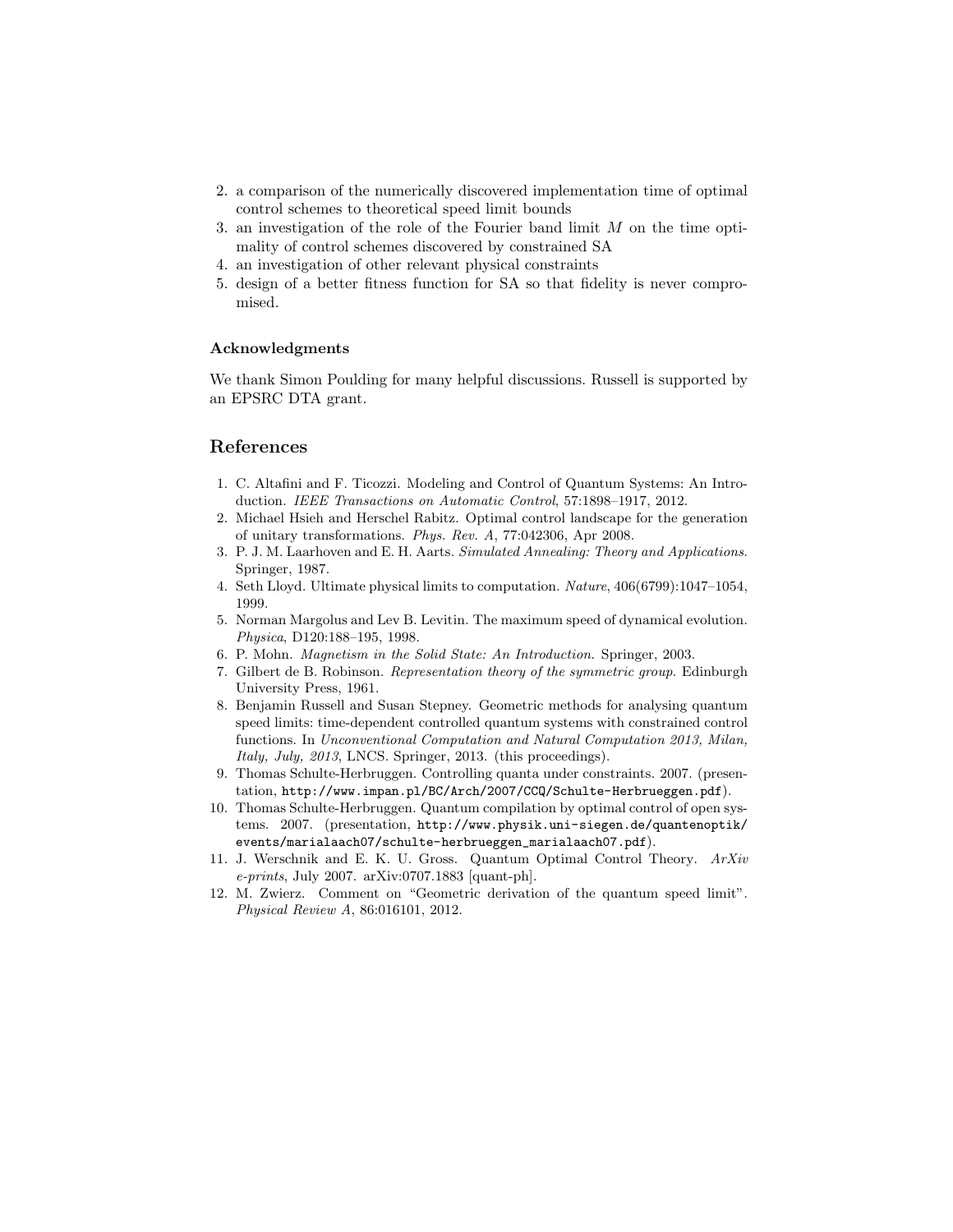2. a comparison of the numerically discovered implementation time of optimal control schemes to theoretical speed limit bounds
3. an investigation of the role of the Fourier band limit $M$ on the time optimality of control schemes discovered by constrained SA
4. an investigation of other relevant physical constraints
5. design of a better fitness function for SA so that fidelity is never compromised.

#### Acknowledgments

We thank Simon Poulding for many helpful discussions. Russell is supported by an EPSRC DTA grant.

## References

1. C. Altafini and F. Ticozzi. Modeling and Control of Quantum Systems: An Introduction. *IEEE Transactions on Automatic Control*, 57:1898–1917, 2012.
2. Michael Hsieh and Herschel Rabitz. Optimal control landscape for the generation of unitary transformations. *Phys. Rev. A*, 77:042306, Apr 2008.
3. P. J. M. Laarhoven and E. H. Aarts. *Simulated Annealing: Theory and Applications*. Springer, 1987.
4. Seth Lloyd. Ultimate physical limits to computation. *Nature*, 406(6799):1047–1054, 1999.
5. Norman Margolus and Lev B. Levitin. The maximum speed of dynamical evolution. *Physica*, D120:188–195, 1998.
6. P. Mohn. *Magnetism in the Solid State: An Introduction*. Springer, 2003.
7. Gilbert de B. Robinson. *Representation theory of the symmetric group*. Edinburgh University Press, 1961.
8. Benjamin Russell and Susan Stepney. Geometric methods for analysing quantum speed limits: time-dependent controlled quantum systems with constrained control functions. In *Unconventional Computation and Natural Computation 2013, Milan, Italy, July, 2013*, LNCS. Springer, 2013. (this proceedings).
9. Thomas Schulte-Herbruggen. Controlling quanta under constraints. 2007. (presentation, `http://www.impan.pl/BC/Arch/2007/CCQ/Schulte-Herbrueggen.pdf`).
10. Thomas Schulte-Herbruggen. Quantum compilation by optimal control of open systems. 2007. (presentation, `http://www.physik.uni-siegen.de/quantenoptik/events/marialaach07/schulte-herbrueggen_marialaach07.pdf`).
11. J. Werschnik and E. K. U. Gross. Quantum Optimal Control Theory. *ArXiv e-prints*, July 2007. arXiv:0707.1883 [quant-ph].
12. M. Zwierz. Comment on "Geometric derivation of the quantum speed limit". *Physical Review A*, 86:016101, 2012.